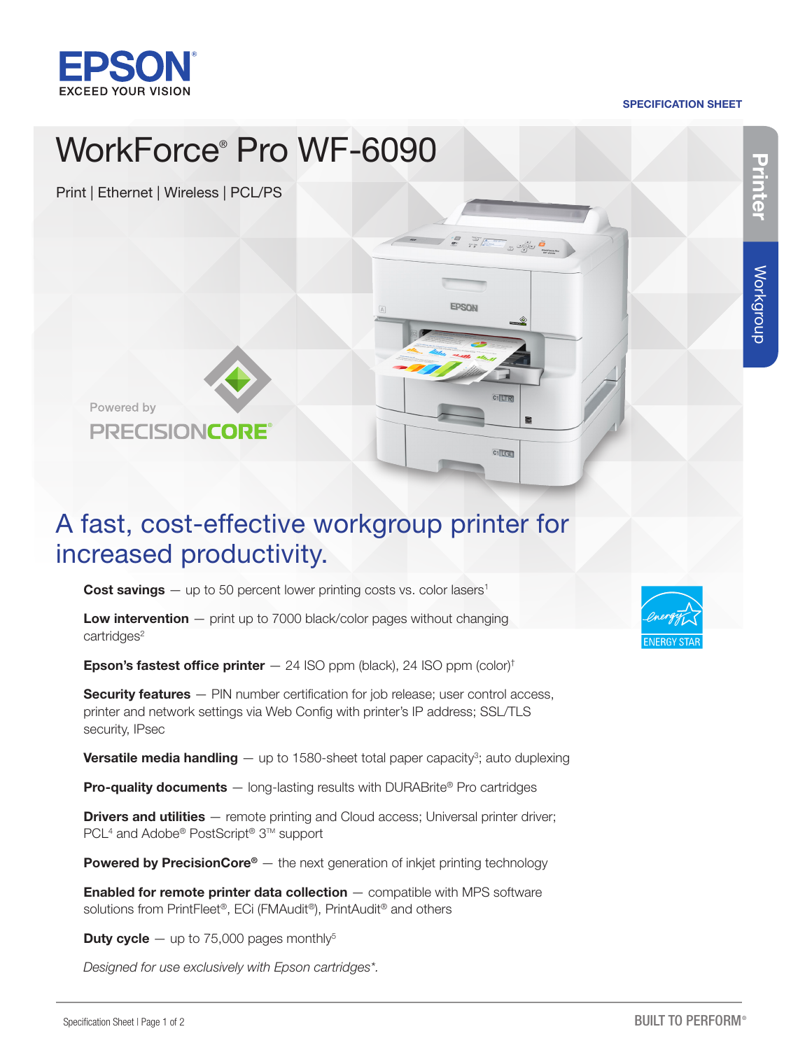EPSON
EXCEED YOUR VISION

SPECIFICATION SHEET

# WorkForce® Pro WF-6090

Print | Ethernet | Wireless | PCL/PS

Powered by PRECISIONCORE®

Printer | Workgroup

## A fast, cost-effective workgroup printer for increased productivity.

**Cost savings** — up to 50 percent lower printing costs vs. color lasers[1]

**Low intervention** — print up to 7000 black/color pages without changing cartridges[2]

**Epson's fastest office printer** — 24 ISO ppm (black), 24 ISO ppm (color)[†]

**Security features** — PIN number certification for job release; user control access, printer and network settings via Web Config with printer's IP address; SSL/TLS security, IPsec

**Versatile media handling** — up to 1580-sheet total paper capacity[3]; auto duplexing

**Pro-quality documents** — long-lasting results with DURABrite® Pro cartridges

**Drivers and utilities** — remote printing and Cloud access; Universal printer driver; PCL[4] and Adobe® PostScript® 3™ support

**Powered by PrecisionCore®** — the next generation of inkjet printing technology

**Enabled for remote printer data collection** — compatible with MPS software solutions from PrintFleet®, ECi (FMAudit®), PrintAudit® and others

**Duty cycle** — up to 75,000 pages monthly[5]

*Designed for use exclusively with Epson cartridges\*.*

ENERGY STAR

BUILT TO PERFORM®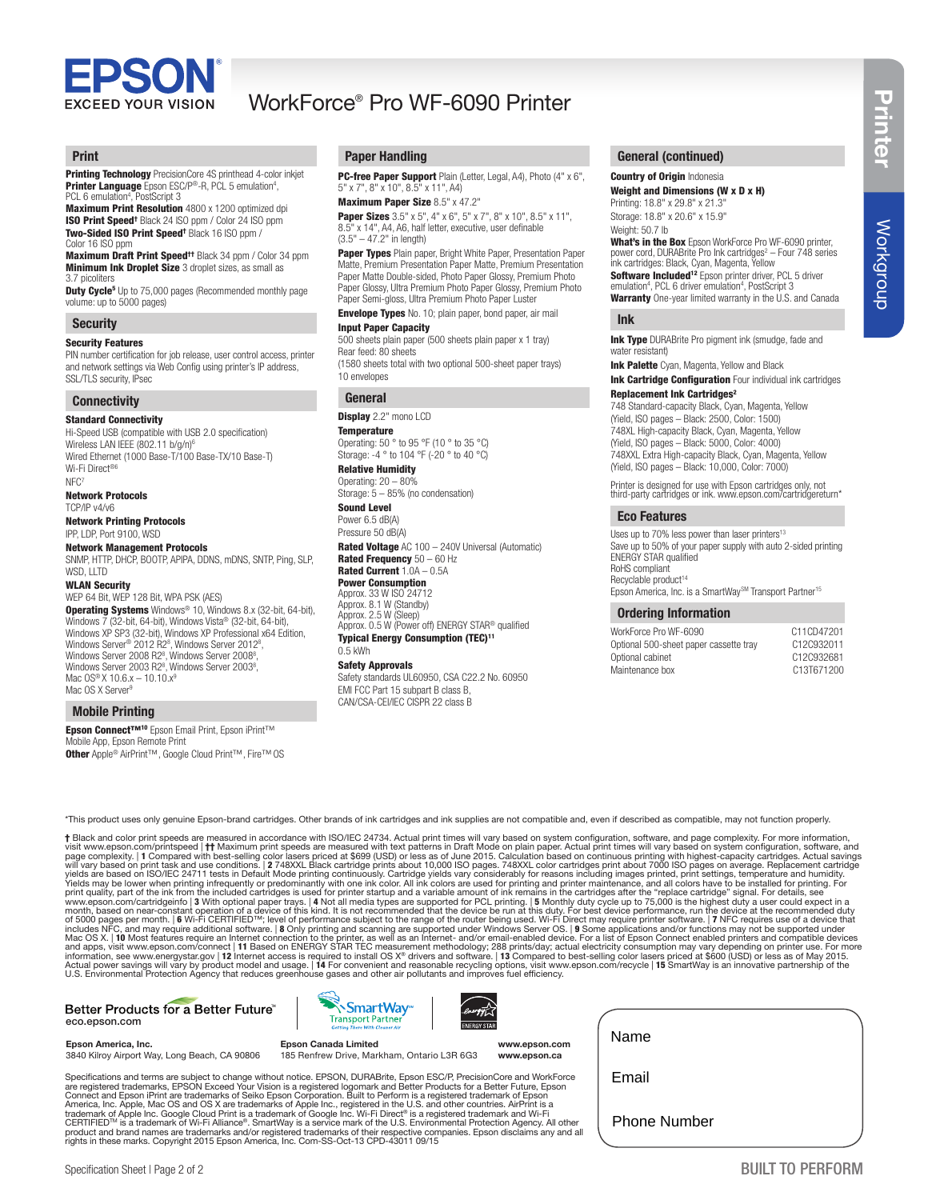# WorkForce® Pro WF-6090 Printer

## Print

**Printing Technology** PrecisionCore 4S printhead 4-color inkjet
**Printer Language** Epson ESC/P®-R, PCL 5 emulation[4], PCL 6 emulation[4], PostScript 3
**Maximum Print Resolution** 4800 x 1200 optimized dpi
**ISO Print Speed†** Black 24 ISO ppm / Color 24 ISO ppm
**Two-Sided ISO Print Speed†** Black 16 ISO ppm / Color 16 ISO ppm
**Maximum Draft Print Speed††** Black 34 ppm / Color 34 ppm
**Minimum Ink Droplet Size** 3 droplet sizes, as small as 3.7 picoliters
**Duty Cycle[5]** Up to 75,000 pages (Recommended monthly page volume: up to 5000 pages)

## Security

**Security Features**
PIN number certification for job release, user control access, printer and network settings via Web Config using printer's IP address, SSL/TLS security, IPsec

## Connectivity

**Standard Connectivity**
Hi-Speed USB (compatible with USB 2.0 specification)
Wireless LAN IEEE (802.11 b/g/n)[6]
Wired Ethernet (1000 Base-T/100 Base-TX/10 Base-T)
Wi-Fi Direct®[6]
NFC[7]

**Network Protocols**
TCP/IP v4/v6

**Network Printing Protocols**
IPP, LDP, Port 9100, WSD

**Network Management Protocols**
SNMP, HTTP, DHCP, BOOTP, APIPA, DDNS, mDNS, SNTP, Ping, SLP, WSD, LLTD

**WLAN Security**
WEP 64 Bit, WEP 128 Bit, WPA PSK (AES)

**Operating Systems** Windows® 10, Windows 8.x (32-bit, 64-bit), Windows 7 (32-bit, 64-bit), Windows Vista® (32-bit, 64-bit), Windows XP SP3 (32-bit), Windows XP Professional x64 Edition, Windows Server® 2012 R2[8], Windows Server 2012[8], Windows Server 2008 R2[8], Windows Server 2008[8], Windows Server 2003 R2[8], Windows Server 2003[8], Mac OS® X 10.6.x – 10.10.x[9]
Mac OS X Server[9]

## Mobile Printing

**Epson Connect™[10]** Epson Email Print, Epson iPrint™ Mobile App, Epson Remote Print
**Other** Apple® AirPrint™, Google Cloud Print™, Fire™ OS

## Paper Handling

**PC-free Paper Support** Plain (Letter, Legal, A4), Photo (4" x 6", 5" x 7", 8" x 10", 8.5" x 11", A4)

**Maximum Paper Size** 8.5" x 47.2"

**Paper Sizes** 3.5" x 5", 4" x 6", 5" x 7", 8" x 10", 8.5" x 11", 8.5" x 14", A4, A6, half letter, executive, user definable (3.5" – 47.2" in length)

**Paper Types** Plain paper, Bright White Paper, Presentation Paper Matte, Premium Presentation Paper Matte, Premium Presentation Paper Matte Double-sided, Photo Paper Glossy, Premium Photo Paper Glossy, Ultra Premium Photo Paper Glossy, Premium Photo Paper Semi-gloss, Ultra Premium Photo Paper Luster

**Envelope Types** No. 10; plain paper, bond paper, air mail

**Input Paper Capacity**
500 sheets plain paper (500 sheets plain paper x 1 tray)
Rear feed: 80 sheets
(1580 sheets total with two optional 500-sheet paper trays)
10 envelopes

## General

**Display** 2.2" mono LCD

**Temperature**
Operating: 50 ° to 95 °F (10 ° to 35 °C)
Storage: -4 ° to 104 °F (-20 ° to 40 °C)

**Relative Humidity**
Operating: 20 – 80%
Storage: 5 – 85% (no condensation)

**Sound Level**
Power 6.5 dB(A)
Pressure 50 dB(A)

**Rated Voltage** AC 100 – 240V Universal (Automatic)
**Rated Frequency** 50 – 60 Hz
**Rated Current** 1.0A – 0.5A
**Power Consumption**
Approx. 33 W ISO 24712
Approx. 8.1 W (Standby)
Approx. 2.5 W (Sleep)
Approx. 0.5 W (Power off) ENERGY STAR® qualified

**Typical Energy Consumption (TEC)[11]**
0.5 kWh

**Safety Approvals**
Safety standards UL60950, CSA C22.2 No. 60950
EMI FCC Part 15 subpart B class B,
CAN/CSA-CEI/IEC CISPR 22 class B

## General (continued)

**Country of Origin** Indonesia

**Weight and Dimensions (W x D x H)**
Printing: 18.8" x 29.8" x 21.3"
Storage: 18.8" x 20.6" x 15.9"
Weight: 50.7 lb

**What's in the Box** Epson WorkForce Pro WF-6090 printer, power cord, DURABrite Pro Ink cartridges[2] – Four 748 series ink cartridges: Black, Cyan, Magenta, Yellow
**Software Included[12]** Epson printer driver, PCL 5 driver emulation[4], PCL 6 driver emulation[4], PostScript 3
**Warranty** One-year limited warranty in the U.S. and Canada

## Ink

**Ink Type** DURABrite Pro pigment ink (smudge, fade and water resistant)

**Ink Palette** Cyan, Magenta, Yellow and Black

**Ink Cartridge Configuration** Four individual ink cartridges

**Replacement Ink Cartridges[2]**
748 Standard-capacity Black, Cyan, Magenta, Yellow
(Yield, ISO pages – Black: 2500, Color: 1500)
748XL High-capacity Black, Cyan, Magenta, Yellow
(Yield, ISO pages – Black: 5000, Color: 4000)
748XXL Extra High-capacity Black, Cyan, Magenta, Yellow
(Yield, ISO pages – Black: 10,000, Color: 7000)

Printer is designed for use with Epson cartridges only, not third-party cartridges or ink. www.epson.com/cartridgereturn*

## Eco Features

Uses up to 70% less power than laser printers[13]
Save up to 50% of your paper supply with auto 2-sided printing
ENERGY STAR qualified
RoHS compliant
Recyclable product[14]
Epson America, Inc. is a SmartWay℠ Transport Partner[15]

## Ordering Information

| | |
|---|---|
| WorkForce Pro WF-6090 | C11CD47201 |
| Optional 500-sheet paper cassette tray | C12C932011 |
| Optional cabinet | C12C932681 |
| Maintenance box | C13T671200 |

*This product uses only genuine Epson-brand cartridges. Other brands of ink cartridges and ink supplies are not compatible and, even if described as compatible, may not function properly.

† Black and color print speeds are measured in accordance with ISO/IEC 24734. Actual print times will vary based on system configuration, software, and page complexity. For more information, visit www.epson.com/printspeed | †† Maximum print speeds are measured with text patterns in Draft Mode on plain paper. Actual print times will vary based on system configuration, software, and page complexity. | **1** Compared with best-selling color lasers priced at $699 (USD) or less as of June 2015. Calculation based on continuous printing with highest-capacity cartridges. Actual savings will vary based on print task and use conditions. | **2** 748XXL Black cartridge prints about 10,000 ISO pages. 748XXL color cartridges print about 7000 ISO pages on average. Replacement cartridge yields are based on ISO/IEC 24711 tests in Default Mode printing continuously. Cartridge yields vary considerably for reasons including images printed, print settings, temperature and humidity. Yields may be lower when printing infrequently or predominantly with one ink color. All ink colors are used for printing and printer maintenance, and all colors have to be installed for printing. For print quality, part of the ink from the included cartridges is used for printer startup and a variable amount of ink remains in the cartridges after the "replace cartridge" signal. For details, see www.epson.com/cartridgeinfo | **3** With optional paper trays. | **4** Not all media types are supported for PCL printing. | **5** Monthly duty cycle up to 75,000 is the highest duty a user could expect in a month, based on near-constant operation of a device of this kind. It is not recommended that the device be run at this duty. For best device performance, run the device at the recommended duty of 5000 pages per month. | **6** Wi-Fi CERTIFIED™; level of performance subject to the range of the router being used. Wi-Fi Direct may require printer software. | **7** NFC requires use of a device that includes NFC, and may require additional software. | **8** Only printing and scanning are supported under Windows Server OS. | **9** Some applications and/or functions may not be supported under Mac OS X. | **10** Most features require an Internet connection to the printer, as well as an Internet- and/or email-enabled device. For a list of Epson Connect enabled printers and compatible devices and apps, visit www.epson.com/connect | **11** Based on ENERGY STAR TEC measurement methodology; 288 prints/day; actual electricity consumption may vary depending on printer use. For more information, see www.energystar.gov | **12** Internet access is required to install OS X® drivers and software. | **13** Compared to best-selling color lasers priced at $600 (USD) or less as of May 2015. Actual power savings will vary by product model and usage. | **14** For convenient and reasonable recycling options, visit www.epson.com/recycle | **15** SmartWay is an innovative partnership of the U.S. Environmental Protection Agency that reduces greenhouse gases and other air pollutants and improves fuel efficiency.

Better Products for a Better Future™
eco.epson.com

SmartWay™ Transport Partner

ENERGY STAR

**Epson America, Inc.**
3840 Kilroy Airport Way, Long Beach, CA 90806

**Epson Canada Limited**
185 Renfrew Drive, Markham, Ontario L3R 6G3

**www.epson.com**
**www.epson.ca**

Specifications and terms are subject to change without notice. EPSON, DURABrite, Epson ESC/P, PrecisionCore and WorkForce are registered trademarks, EPSON Exceed Your Vision is a registered logomark and Better Products for a Better Future, Epson Connect and Epson iPrint are trademarks of Seiko Epson Corporation. Built to Perform is a registered trademark of Epson America, Inc. Apple, Mac OS and OS X are trademarks of Apple Inc., registered in the U.S. and other countries. AirPrint is a trademark of Apple Inc. Google Cloud Print is a trademark of Google Inc. Wi-Fi Direct® is a registered trademark and Wi-Fi CERTIFIED™ is a trademark of Wi-Fi Alliance®. SmartWay is a service mark of the U.S. Environmental Protection Agency. All other product and brand names are trademarks and/or registered trademarks of their respective companies. Epson disclaims any and all rights in these marks. Copyright 2015 Epson America, Inc. Com-SS-Oct-13 CPD-43011 09/15

Name

Email

Phone Number

BUILT TO PERFORM